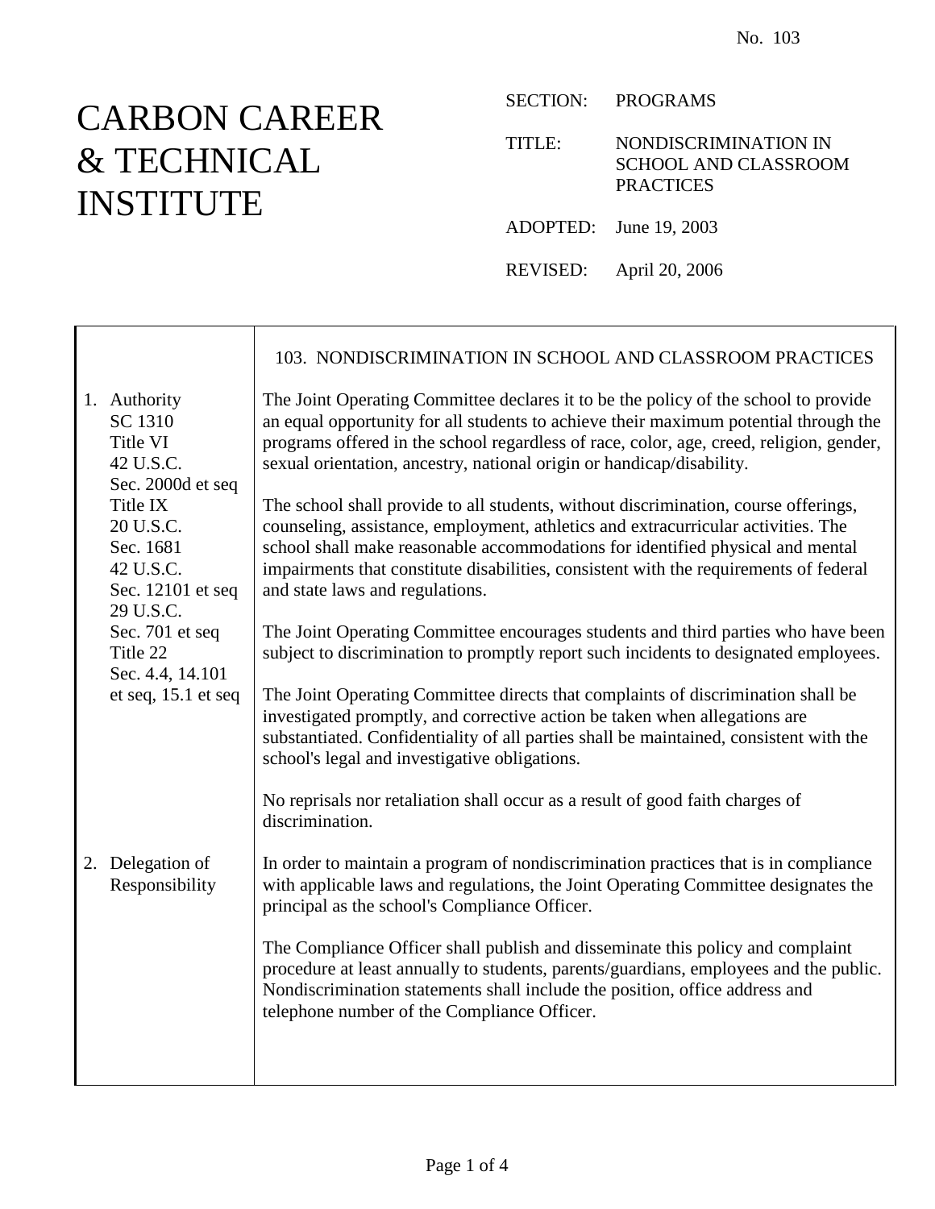No. 103

# CARBON CAREER & TECHNICAL INSTITUTE

SECTION: PROGRAMS

TITLE: NONDISCRIMINATION IN SCHOOL AND CLASSROOM PRACTICES

ADOPTED: June 19, 2003

REVISED: April 20, 2006

## 103. NONDISCRIMINATION IN SCHOOL AND CLASSROOM PRACTICES

### 1. Authority

SC 1310
Title VI
42 U.S.C.
Sec. 2000d et seq
Title IX
20 U.S.C.
Sec. 1681
42 U.S.C.
Sec. 12101 et seq
29 U.S.C.
Sec. 701 et seq
Title 22
Sec. 4.4, 14.101 et seq, 15.1 et seq

The Joint Operating Committee declares it to be the policy of the school to provide an equal opportunity for all students to achieve their maximum potential through the programs offered in the school regardless of race, color, age, creed, religion, gender, sexual orientation, ancestry, national origin or handicap/disability.

The school shall provide to all students, without discrimination, course offerings, counseling, assistance, employment, athletics and extracurricular activities. The school shall make reasonable accommodations for identified physical and mental impairments that constitute disabilities, consistent with the requirements of federal and state laws and regulations.

The Joint Operating Committee encourages students and third parties who have been subject to discrimination to promptly report such incidents to designated employees.

The Joint Operating Committee directs that complaints of discrimination shall be investigated promptly, and corrective action be taken when allegations are substantiated. Confidentiality of all parties shall be maintained, consistent with the school's legal and investigative obligations.

No reprisals nor retaliation shall occur as a result of good faith charges of discrimination.

### 2. Delegation of Responsibility

In order to maintain a program of nondiscrimination practices that is in compliance with applicable laws and regulations, the Joint Operating Committee designates the principal as the school's Compliance Officer.

The Compliance Officer shall publish and disseminate this policy and complaint procedure at least annually to students, parents/guardians, employees and the public. Nondiscrimination statements shall include the position, office address and telephone number of the Compliance Officer.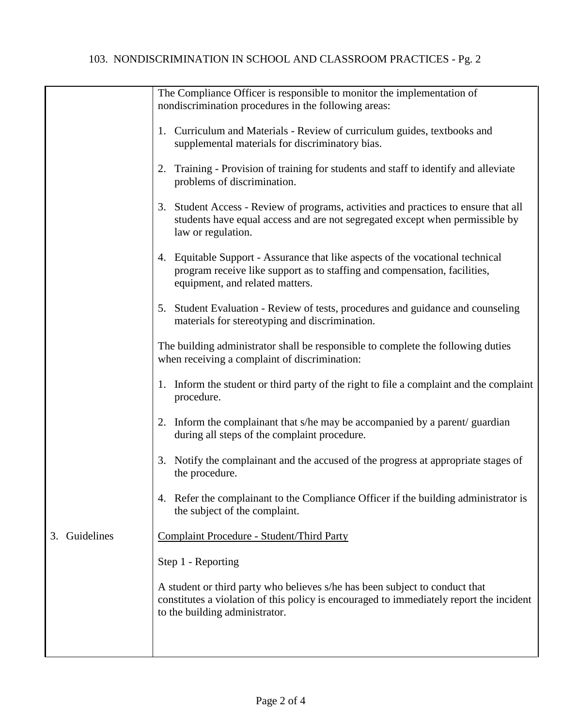The Compliance Officer is responsible to monitor the implementation of nondiscrimination procedures in the following areas:

1. Curriculum and Materials - Review of curriculum guides, textbooks and supplemental materials for discriminatory bias.

2. Training - Provision of training for students and staff to identify and alleviate problems of discrimination.

3. Student Access - Review of programs, activities and practices to ensure that all students have equal access and are not segregated except when permissible by law or regulation.

4. Equitable Support - Assurance that like aspects of the vocational technical program receive like support as to staffing and compensation, facilities, equipment, and related matters.

5. Student Evaluation - Review of tests, procedures and guidance and counseling materials for stereotyping and discrimination.

The building administrator shall be responsible to complete the following duties when receiving a complaint of discrimination:

1. Inform the student or third party of the right to file a complaint and the complaint procedure.

2. Inform the complainant that s/he may be accompanied by a parent/ guardian during all steps of the complaint procedure.

3. Notify the complainant and the accused of the progress at appropriate stages of the procedure.

4. Refer the complainant to the Compliance Officer if the building administrator is the subject of the complaint.

## 3. Guidelines

Complaint Procedure - Student/Third Party

Step 1 - Reporting

A student or third party who believes s/he has been subject to conduct that constitutes a violation of this policy is encouraged to immediately report the incident to the building administrator.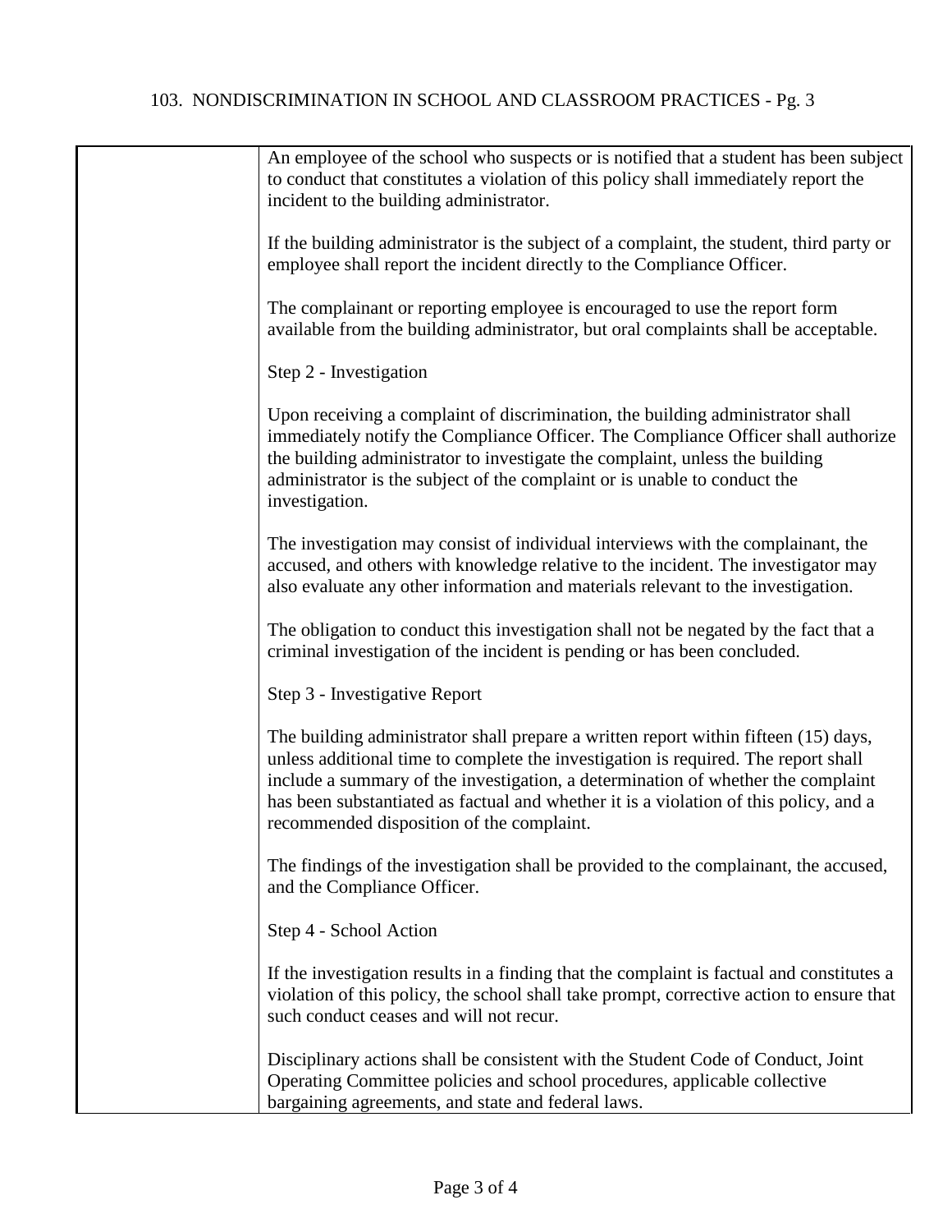An employee of the school who suspects or is notified that a student has been subject to conduct that constitutes a violation of this policy shall immediately report the incident to the building administrator.

If the building administrator is the subject of a complaint, the student, third party or employee shall report the incident directly to the Compliance Officer.

The complainant or reporting employee is encouraged to use the report form available from the building administrator, but oral complaints shall be acceptable.

Step 2 - Investigation

Upon receiving a complaint of discrimination, the building administrator shall immediately notify the Compliance Officer. The Compliance Officer shall authorize the building administrator to investigate the complaint, unless the building administrator is the subject of the complaint or is unable to conduct the investigation.

The investigation may consist of individual interviews with the complainant, the accused, and others with knowledge relative to the incident. The investigator may also evaluate any other information and materials relevant to the investigation.

The obligation to conduct this investigation shall not be negated by the fact that a criminal investigation of the incident is pending or has been concluded.

Step 3 - Investigative Report

The building administrator shall prepare a written report within fifteen (15) days, unless additional time to complete the investigation is required. The report shall include a summary of the investigation, a determination of whether the complaint has been substantiated as factual and whether it is a violation of this policy, and a recommended disposition of the complaint.

The findings of the investigation shall be provided to the complainant, the accused, and the Compliance Officer.

Step 4 - School Action

If the investigation results in a finding that the complaint is factual and constitutes a violation of this policy, the school shall take prompt, corrective action to ensure that such conduct ceases and will not recur.

Disciplinary actions shall be consistent with the Student Code of Conduct, Joint Operating Committee policies and school procedures, applicable collective bargaining agreements, and state and federal laws.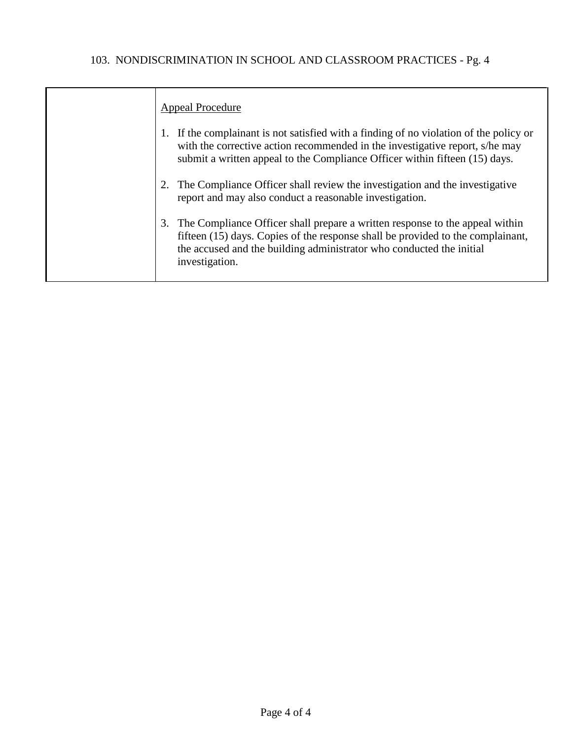Appeal Procedure

1. If the complainant is not satisfied with a finding of no violation of the policy or with the corrective action recommended in the investigative report, s/he may submit a written appeal to the Compliance Officer within fifteen (15) days.

2. The Compliance Officer shall review the investigation and the investigative report and may also conduct a reasonable investigation.

3. The Compliance Officer shall prepare a written response to the appeal within fifteen (15) days. Copies of the response shall be provided to the complainant, the accused and the building administrator who conducted the initial investigation.